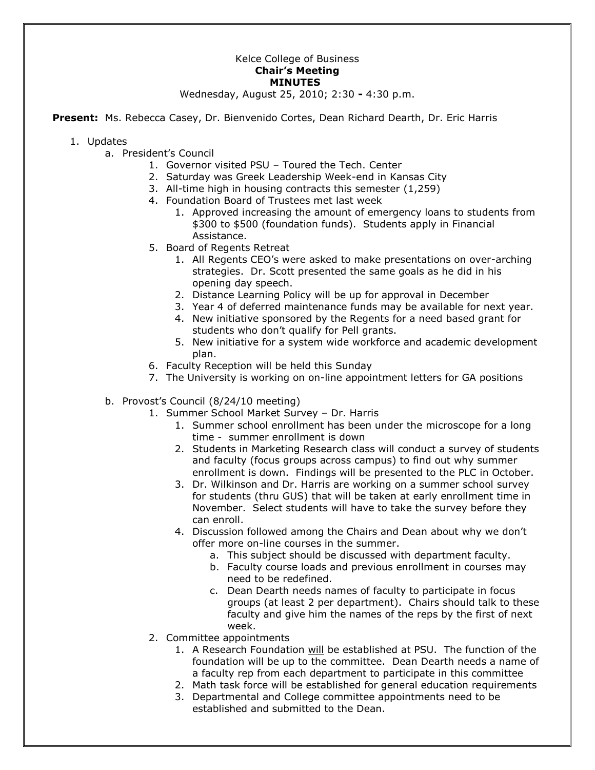Kelce College of Business
**Chair's Meeting**
**MINUTES**
Wednesday, August 25, 2010; 2:30 - 4:30 p.m.

**Present:** Ms. Rebecca Casey, Dr. Bienvenido Cortes, Dean Richard Dearth, Dr. Eric Harris

1. Updates
   a. President's Council
      1. Governor visited PSU – Toured the Tech. Center
      2. Saturday was Greek Leadership Week-end in Kansas City
      3. All-time high in housing contracts this semester (1,259)
      4. Foundation Board of Trustees met last week
         1. Approved increasing the amount of emergency loans to students from $300 to $500 (foundation funds). Students apply in Financial Assistance.
      5. Board of Regents Retreat
         1. All Regents CEO's were asked to make presentations on over-arching strategies. Dr. Scott presented the same goals as he did in his opening day speech.
         2. Distance Learning Policy will be up for approval in December
         3. Year 4 of deferred maintenance funds may be available for next year.
         4. New initiative sponsored by the Regents for a need based grant for students who don't qualify for Pell grants.
         5. New initiative for a system wide workforce and academic development plan.
      6. Faculty Reception will be held this Sunday
      7. The University is working on on-line appointment letters for GA positions

   b. Provost's Council (8/24/10 meeting)
      1. Summer School Market Survey – Dr. Harris
         1. Summer school enrollment has been under the microscope for a long time - summer enrollment is down
         2. Students in Marketing Research class will conduct a survey of students and faculty (focus groups across campus) to find out why summer enrollment is down. Findings will be presented to the PLC in October.
         3. Dr. Wilkinson and Dr. Harris are working on a summer school survey for students (thru GUS) that will be taken at early enrollment time in November. Select students will have to take the survey before they can enroll.
         4. Discussion followed among the Chairs and Dean about why we don't offer more on-line courses in the summer.
            a. This subject should be discussed with department faculty.
            b. Faculty course loads and previous enrollment in courses may need to be redefined.
            c. Dean Dearth needs names of faculty to participate in focus groups (at least 2 per department). Chairs should talk to these faculty and give him the names of the reps by the first of next week.
      2. Committee appointments
         1. A Research Foundation <u>will</u> be established at PSU. The function of the foundation will be up to the committee. Dean Dearth needs a name of a faculty rep from each department to participate in this committee
         2. Math task force will be established for general education requirements
         3. Departmental and College committee appointments need to be established and submitted to the Dean.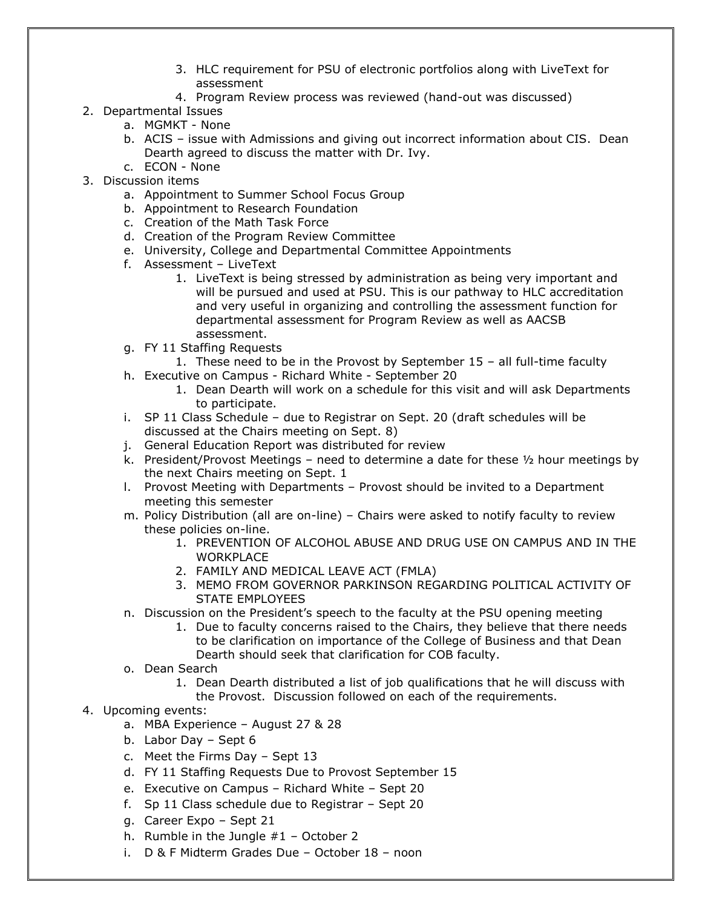3. HLC requirement for PSU of electronic portfolios along with LiveText for assessment
      4. Program Review process was reviewed (hand-out was discussed)

2. Departmental Issues
   a. MGMKT - None
   b. ACIS – issue with Admissions and giving out incorrect information about CIS. Dean Dearth agreed to discuss the matter with Dr. Ivy.
   c. ECON - None
3. Discussion items
   a. Appointment to Summer School Focus Group
   b. Appointment to Research Foundation
   c. Creation of the Math Task Force
   d. Creation of the Program Review Committee
   e. University, College and Departmental Committee Appointments
   f. Assessment – LiveText
      1. LiveText is being stressed by administration as being very important and will be pursued and used at PSU. This is our pathway to HLC accreditation and very useful in organizing and controlling the assessment function for departmental assessment for Program Review as well as AACSB assessment.
   g. FY 11 Staffing Requests
      1. These need to be in the Provost by September 15 – all full-time faculty
   h. Executive on Campus - Richard White - September 20
      1. Dean Dearth will work on a schedule for this visit and will ask Departments to participate.
   i. SP 11 Class Schedule – due to Registrar on Sept. 20 (draft schedules will be discussed at the Chairs meeting on Sept. 8)
   j. General Education Report was distributed for review
   k. President/Provost Meetings – need to determine a date for these ½ hour meetings by the next Chairs meeting on Sept. 1
   l. Provost Meeting with Departments – Provost should be invited to a Department meeting this semester
   m. Policy Distribution (all are on-line) – Chairs were asked to notify faculty to review these policies on-line.
      1. PREVENTION OF ALCOHOL ABUSE AND DRUG USE ON CAMPUS AND IN THE WORKPLACE
      2. FAMILY AND MEDICAL LEAVE ACT (FMLA)
      3. MEMO FROM GOVERNOR PARKINSON REGARDING POLITICAL ACTIVITY OF STATE EMPLOYEES
   n. Discussion on the President's speech to the faculty at the PSU opening meeting
      1. Due to faculty concerns raised to the Chairs, they believe that there needs to be clarification on importance of the College of Business and that Dean Dearth should seek that clarification for COB faculty.
   o. Dean Search
      1. Dean Dearth distributed a list of job qualifications that he will discuss with the Provost. Discussion followed on each of the requirements.
4. Upcoming events:
   a. MBA Experience – August 27 & 28
   b. Labor Day – Sept 6
   c. Meet the Firms Day – Sept 13
   d. FY 11 Staffing Requests Due to Provost September 15
   e. Executive on Campus – Richard White – Sept 20
   f. Sp 11 Class schedule due to Registrar – Sept 20
   g. Career Expo – Sept 21
   h. Rumble in the Jungle #1 – October 2
   i. D & F Midterm Grades Due – October 18 – noon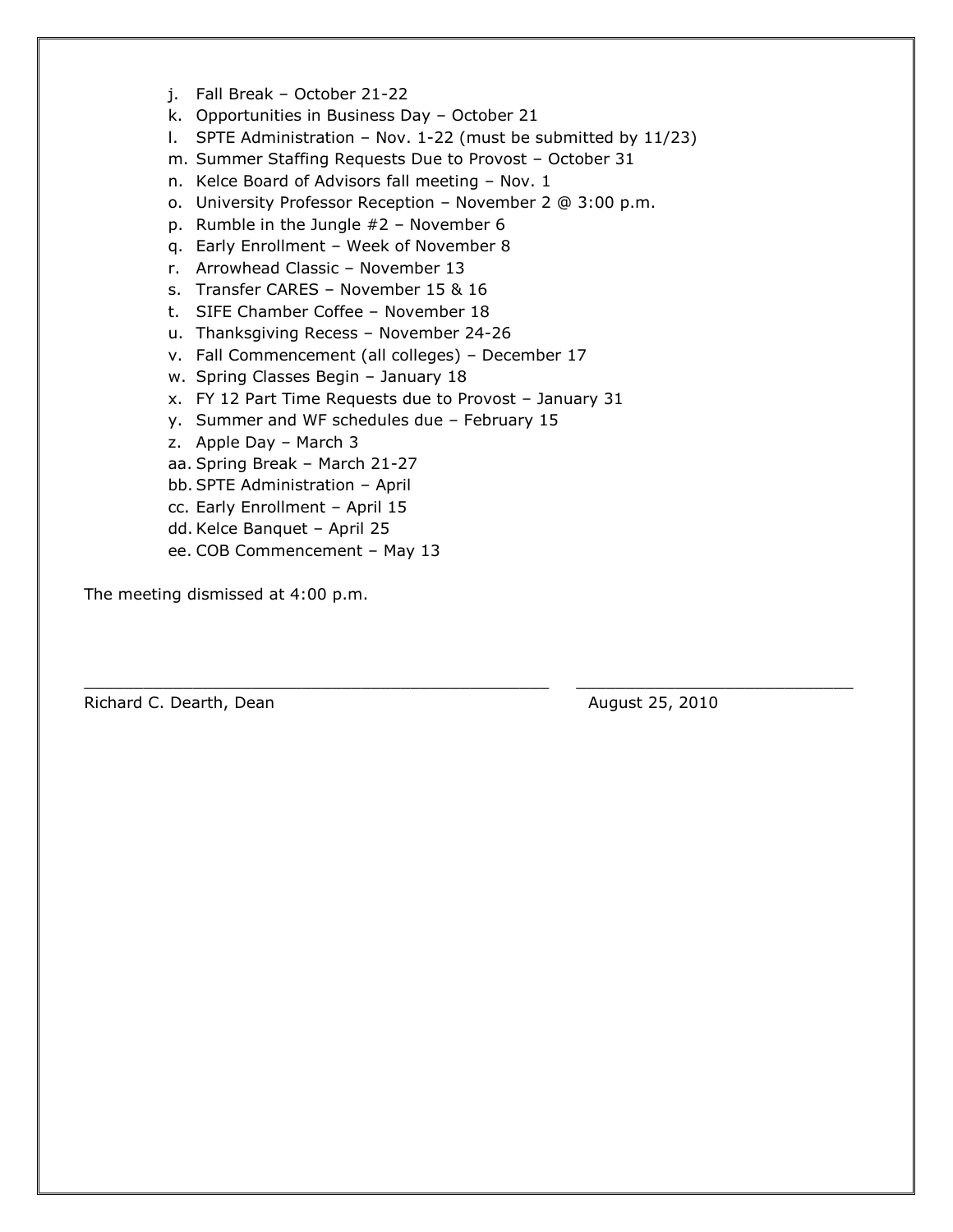j. Fall Break – October 21-22
k. Opportunities in Business Day – October 21
l. SPTE Administration – Nov. 1-22 (must be submitted by 11/23)
m. Summer Staffing Requests Due to Provost – October 31
n. Kelce Board of Advisors fall meeting – Nov. 1
o. University Professor Reception – November 2 @ 3:00 p.m.
p. Rumble in the Jungle #2 – November 6
q. Early Enrollment – Week of November 8
r. Arrowhead Classic – November 13
s. Transfer CARES – November 15 & 16
t. SIFE Chamber Coffee – November 18
u. Thanksgiving Recess – November 24-26
v. Fall Commencement (all colleges) – December 17
w. Spring Classes Begin – January 18
x. FY 12 Part Time Requests due to Provost – January 31
y. Summer and WF schedules due – February 15
z. Apple Day – March 3
aa. Spring Break – March 21-27
bb. SPTE Administration – April
cc. Early Enrollment – April 15
dd. Kelce Banquet – April 25
ee. COB Commencement – May 13

The meeting dismissed at 4:00 p.m.

_______________________________________________ ___________________________

Richard C. Dearth, Dean August 25, 2010